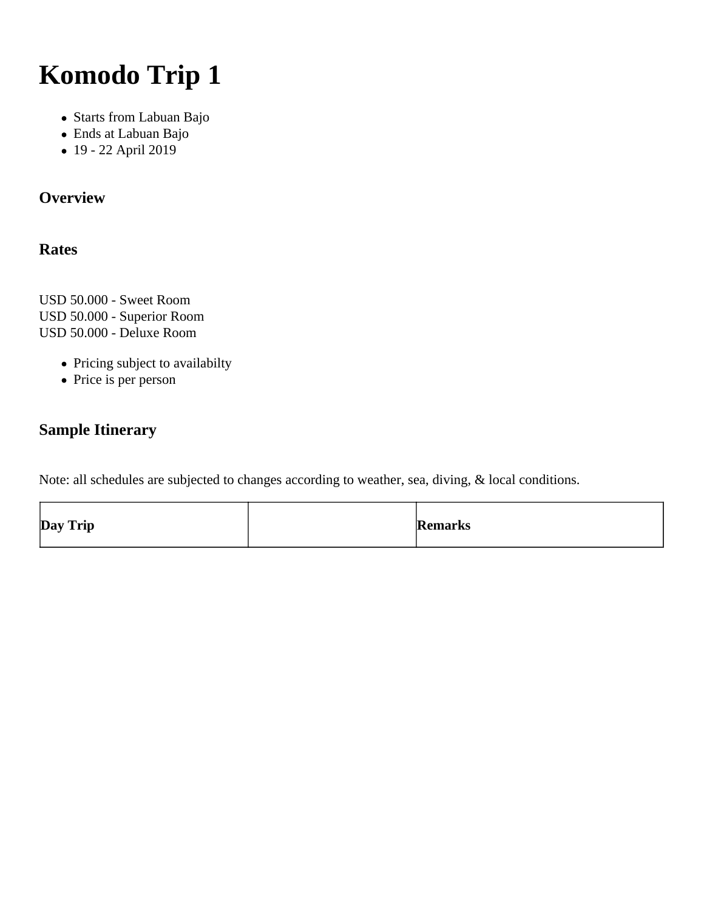# Komodo Trip 1

- Starts from Labuan Bajo
- Ends at Labuan Bajo
- 19 - 22 April 2019

### Overview

### Rates

USD 50.000 - Sweet Room
USD 50.000 - Superior Room
USD 50.000 - Deluxe Room

- Pricing subject to availabilty
- Price is per person

### Sample Itinerary

Note: all schedules are subjected to changes according to weather, sea, diving, & local conditions.

| **Day Trip** | | **Remarks** |
|---|---|---|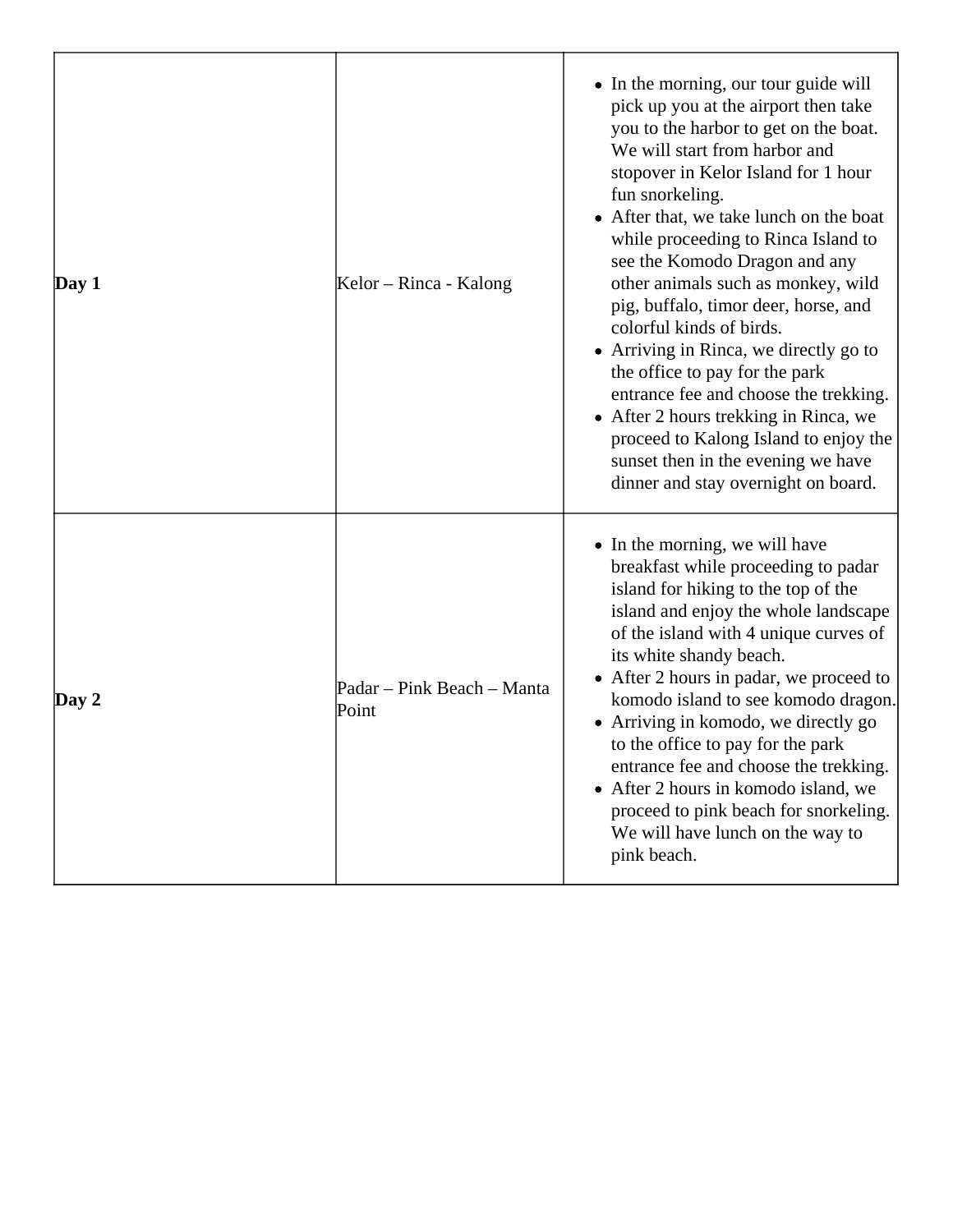| | | |
|---|---|---|
| **Day 1** | Kelor – Rinca - Kalong | • In the morning, our tour guide will pick up you at the airport then take you to the harbor to get on the boat. We will start from harbor and stopover in Kelor Island for 1 hour fun snorkeling.<br>• After that, we take lunch on the boat while proceeding to Rinca Island to see the Komodo Dragon and any other animals such as monkey, wild pig, buffalo, timor deer, horse, and colorful kinds of birds.<br>• Arriving in Rinca, we directly go to the office to pay for the park entrance fee and choose the trekking.<br>• After 2 hours trekking in Rinca, we proceed to Kalong Island to enjoy the sunset then in the evening we have dinner and stay overnight on board. |
| **Day 2** | Padar – Pink Beach – Manta Point | • In the morning, we will have breakfast while proceeding to padar island for hiking to the top of the island and enjoy the whole landscape of the island with 4 unique curves of its white shandy beach.<br>• After 2 hours in padar, we proceed to komodo island to see komodo dragon.<br>• Arriving in komodo, we directly go to the office to pay for the park entrance fee and choose the trekking.<br>• After 2 hours in komodo island, we proceed to pink beach for snorkeling. We will have lunch on the way to pink beach. |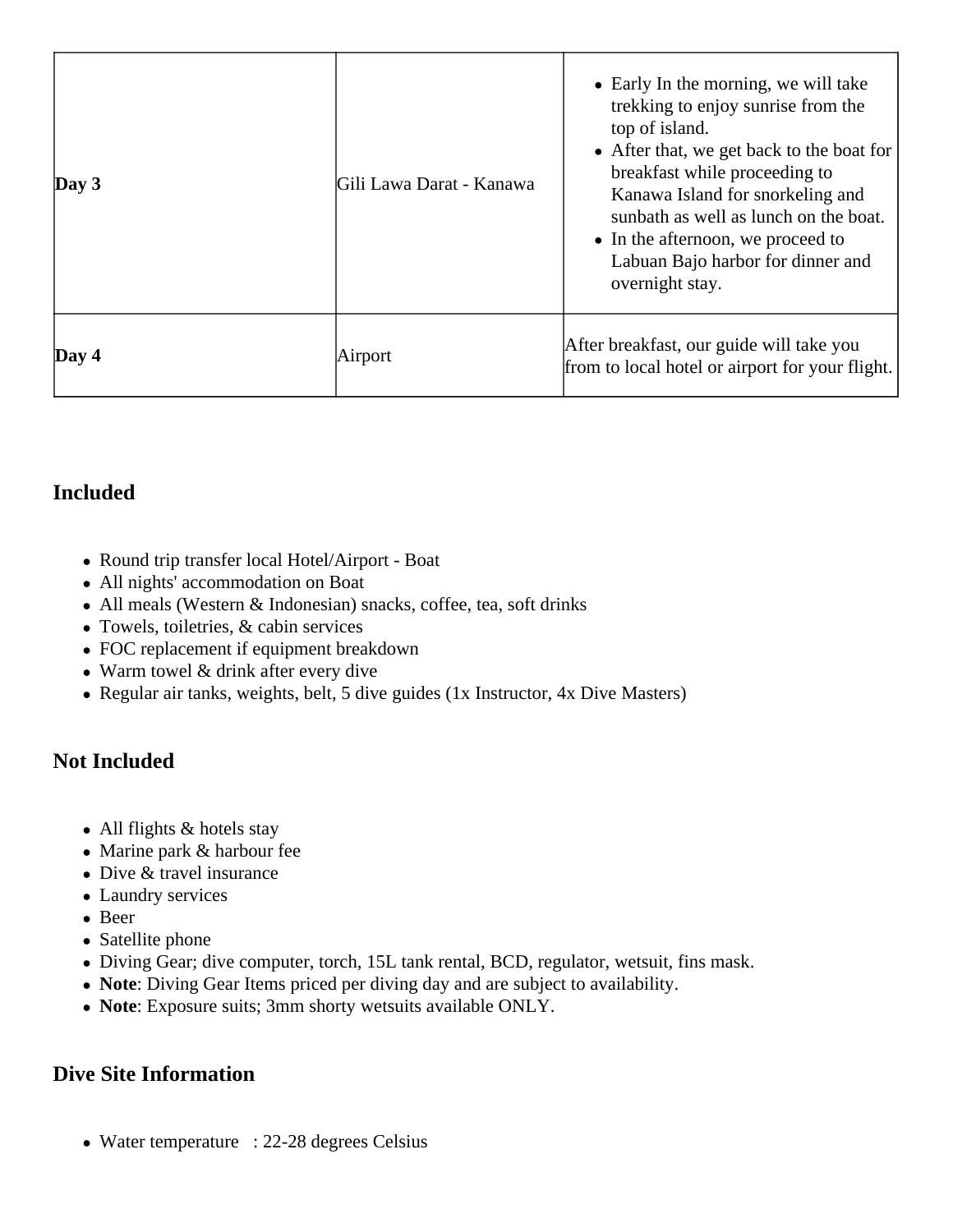| | | |
|---|---|---|
| **Day 3** | Gili Lawa Darat - Kanawa | • Early In the morning, we will take trekking to enjoy sunrise from the top of island.<br>• After that, we get back to the boat for breakfast while proceeding to Kanawa Island for snorkeling and sunbath as well as lunch on the boat.<br>• In the afternoon, we proceed to Labuan Bajo harbor for dinner and overnight stay. |
| **Day 4** | Airport | After breakfast, our guide will take you from to local hotel or airport for your flight. |

## Included

- Round trip transfer local Hotel/Airport - Boat
- All nights' accommodation on Boat
- All meals (Western & Indonesian) snacks, coffee, tea, soft drinks
- Towels, toiletries, & cabin services
- FOC replacement if equipment breakdown
- Warm towel & drink after every dive
- Regular air tanks, weights, belt, 5 dive guides (1x Instructor, 4x Dive Masters)

## Not Included

- All flights & hotels stay
- Marine park & harbour fee
- Dive & travel insurance
- Laundry services
- Beer
- Satellite phone
- Diving Gear; dive computer, torch, 15L tank rental, BCD, regulator, wetsuit, fins mask.
- **Note**: Diving Gear Items priced per diving day and are subject to availability.
- **Note**: Exposure suits; 3mm shorty wetsuits available ONLY.

## Dive Site Information

- Water temperature : 22-28 degrees Celsius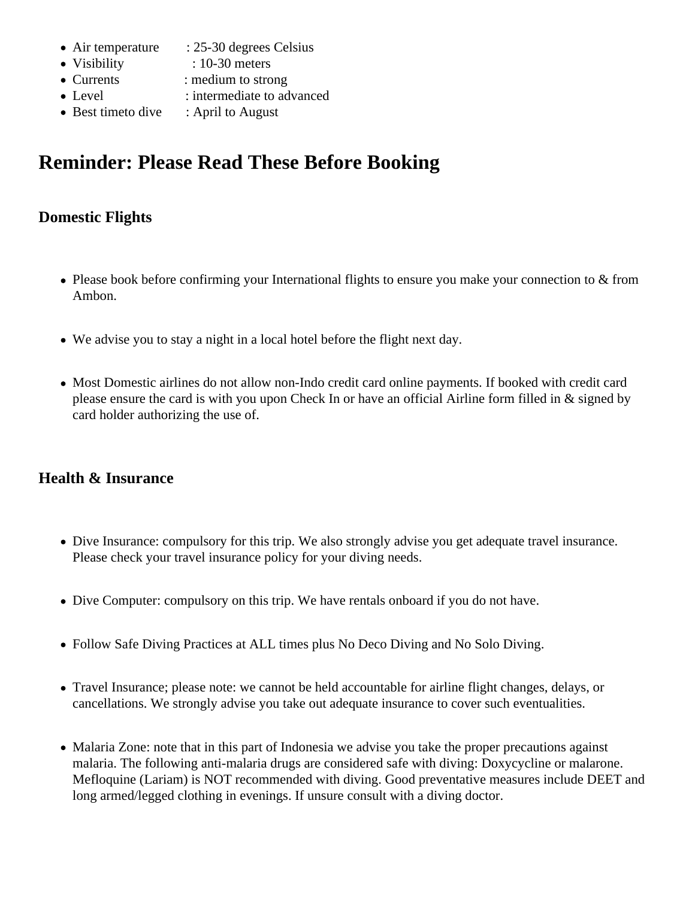- Air temperature : 25-30 degrees Celsius
- Visibility : 10-30 meters
- Currents : medium to strong
- Level : intermediate to advanced
- Best timeto dive : April to August

## Reminder: Please Read These Before Booking

### Domestic Flights

- Please book before confirming your International flights to ensure you make your connection to & from Ambon.
- We advise you to stay a night in a local hotel before the flight next day.
- Most Domestic airlines do not allow non-Indo credit card online payments. If booked with credit card please ensure the card is with you upon Check In or have an official Airline form filled in & signed by card holder authorizing the use of.

### Health & Insurance

- Dive Insurance: compulsory for this trip. We also strongly advise you get adequate travel insurance. Please check your travel insurance policy for your diving needs.
- Dive Computer: compulsory on this trip. We have rentals onboard if you do not have.
- Follow Safe Diving Practices at ALL times plus No Deco Diving and No Solo Diving.
- Travel Insurance; please note: we cannot be held accountable for airline flight changes, delays, or cancellations. We strongly advise you take out adequate insurance to cover such eventualities.
- Malaria Zone: note that in this part of Indonesia we advise you take the proper precautions against malaria. The following anti-malaria drugs are considered safe with diving: Doxycycline or malarone. Mefloquine (Lariam) is NOT recommended with diving. Good preventative measures include DEET and long armed/legged clothing in evenings. If unsure consult with a diving doctor.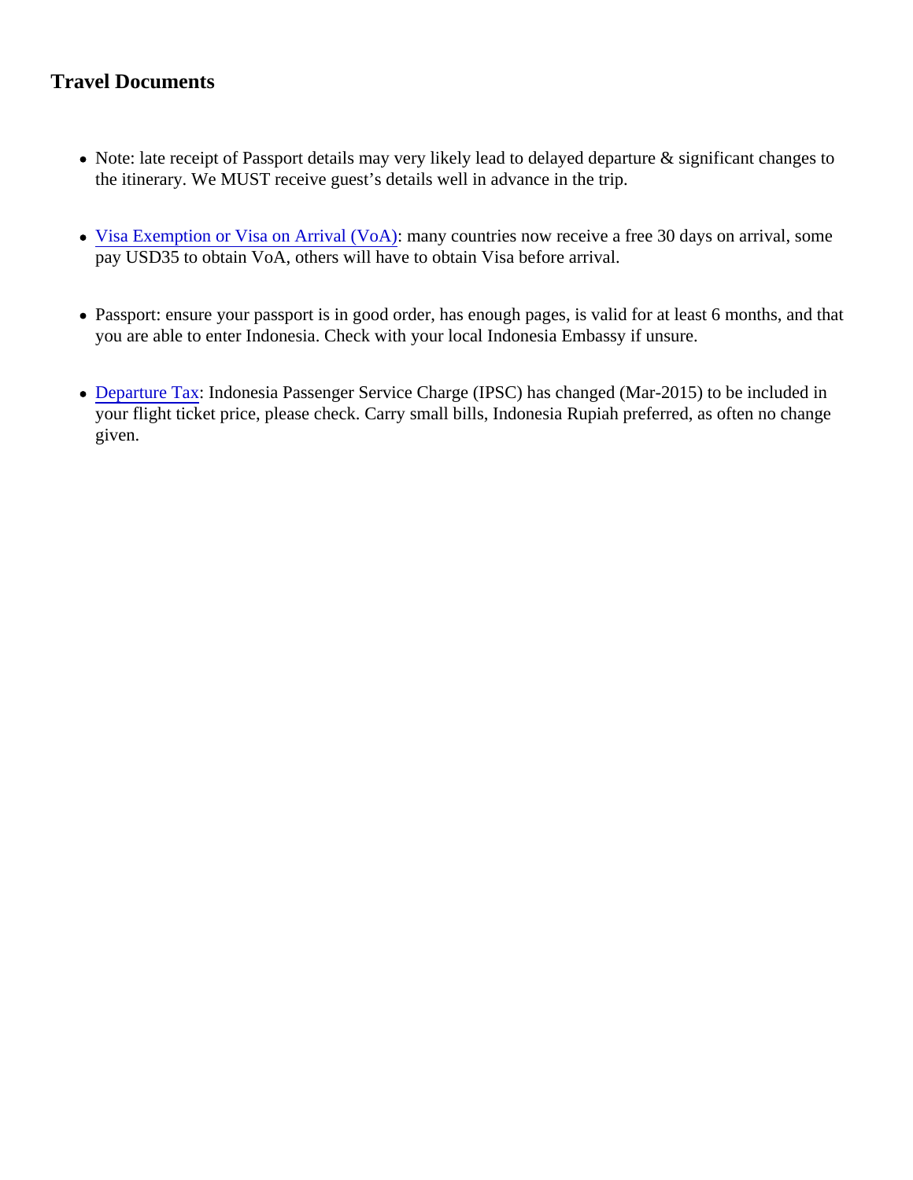## Travel Documents

- Note: late receipt of Passport details may very likely lead to delayed departure & significant changes to the itinerary. We MUST receive guest's details well in advance in the trip.
- Visa Exemption or Visa on Arrival (VoA): many countries now receive a free 30 days on arrival, some pay USD35 to obtain VoA, others will have to obtain Visa before arrival.
- Passport: ensure your passport is in good order, has enough pages, is valid for at least 6 months, and that you are able to enter Indonesia. Check with your local Indonesia Embassy if unsure.
- Departure Tax: Indonesia Passenger Service Charge (IPSC) has changed (Mar-2015) to be included in your flight ticket price, please check. Carry small bills, Indonesia Rupiah preferred, as often no change given.